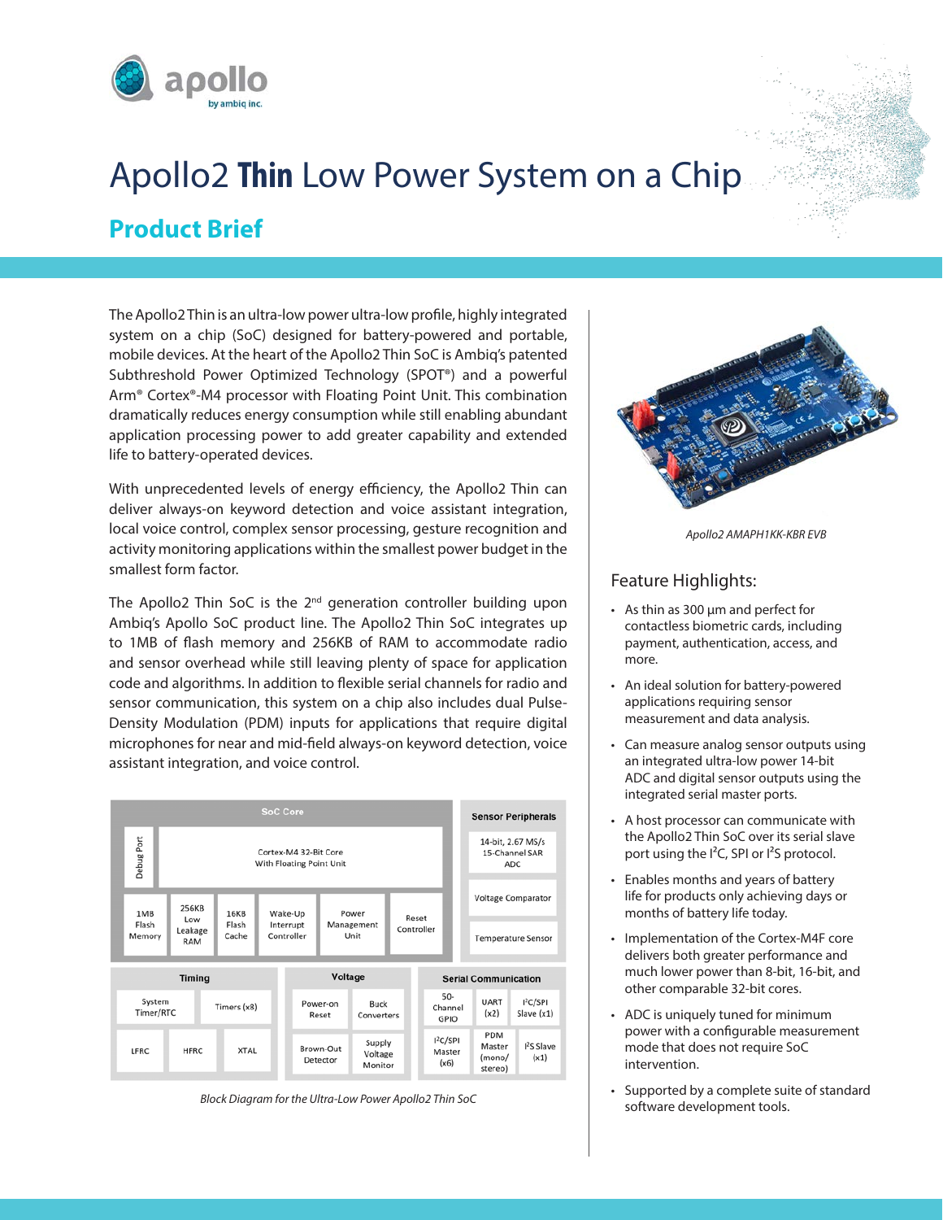# Apollo2 **Thin** Low Power System on a Chip

## Product Brief

The Apollo2 Thin is an ultra-low power ultra-low profile, highly integrated system on a chip (SoC) designed for battery-powered and portable, mobile devices. At the heart of the Apollo2 Thin SoC is Ambiq's patented Subthreshold Power Optimized Technology (SPOT®) and a powerful Arm® Cortex®-M4 processor with Floating Point Unit. This combination dramatically reduces energy consumption while still enabling abundant application processing power to add greater capability and extended life to battery-operated devices.

With unprecedented levels of energy efficiency, the Apollo2 Thin can deliver always-on keyword detection and voice assistant integration, local voice control, complex sensor processing, gesture recognition and activity monitoring applications within the smallest power budget in the smallest form factor.

The Apollo2 Thin SoC is the 2nd generation controller building upon Ambiq's Apollo SoC product line. The Apollo2 Thin SoC integrates up to 1MB of flash memory and 256KB of RAM to accommodate radio and sensor overhead while still leaving plenty of space for application code and algorithms. In addition to flexible serial channels for radio and sensor communication, this system on a chip also includes dual Pulse-Density Modulation (PDM) inputs for applications that require digital microphones for near and mid-field always-on keyword detection, voice assistant integration, and voice control.

**SoC Core**
- Debug Port
- Cortex-M4 32-Bit Core With Floating Point Unit
- 1MB Flash Memory
- 256KB Low Leakage RAM
- 16KB Flash Cache
- Wake-Up Interrupt Controller
- Power Management Unit
- Reset Controller

**Sensor Peripherals**
- 14-bit, 2.67 MS/s 15-Channel SAR ADC
- Voltage Comparator
- Temperature Sensor

**Timing**
- System Timer/RTC
- Timers (x8)
- LFRC
- HFRC
- XTAL

**Voltage**
- Power-on Reset
- Buck Converters
- Brown-Out Detector
- Supply Voltage Monitor

**Serial Communication**
- 50-Channel GPIO
- UART (x2)
- I²C/SPI Slave (x1)
- I²C/SPI Master (x6)
- PDM Master (mono/stereo)
- I²S Slave (x1)

*Block Diagram for the Ultra-Low Power Apollo2 Thin SoC*

*Apollo2 AMAPH1KK-KBR EVB*

### Feature Highlights:

- As thin as 300 µm and perfect for contactless biometric cards, including payment, authentication, access, and more.
- An ideal solution for battery-powered applications requiring sensor measurement and data analysis.
- Can measure analog sensor outputs using an integrated ultra-low power 14-bit ADC and digital sensor outputs using the integrated serial master ports.
- A host processor can communicate with the Apollo2 Thin SoC over its serial slave port using the I²C, SPI or I²S protocol.
- Enables months and years of battery life for products only achieving days or months of battery life today.
- Implementation of the Cortex-M4F core delivers both greater performance and much lower power than 8-bit, 16-bit, and other comparable 32-bit cores.
- ADC is uniquely tuned for minimum power with a configurable measurement mode that does not require SoC intervention.
- Supported by a complete suite of standard software development tools.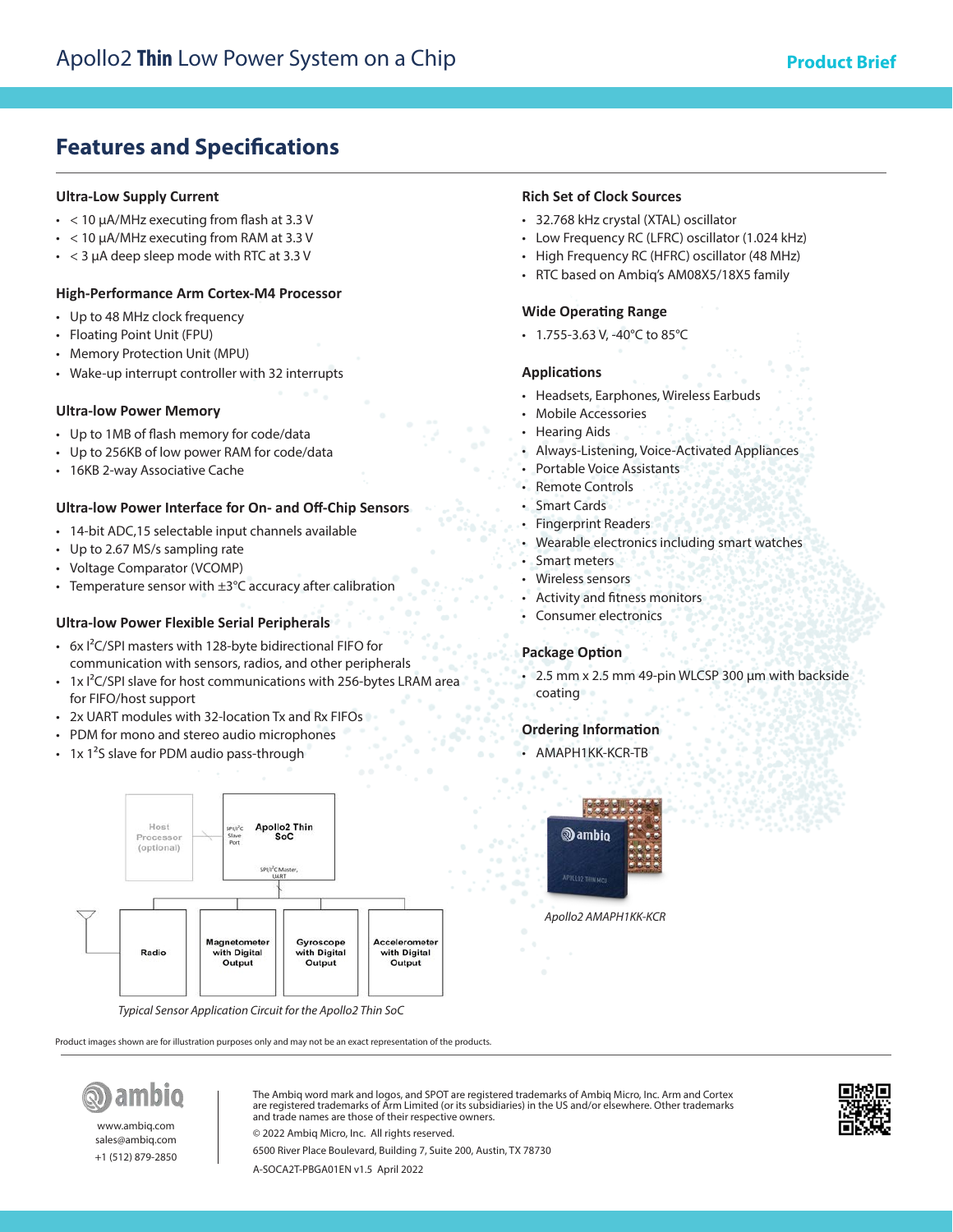## Features and Specifications

### Ultra-Low Supply Current

- < 10 µA/MHz executing from flash at 3.3 V
- < 10 µA/MHz executing from RAM at 3.3 V
- < 3 µA deep sleep mode with RTC at 3.3 V

### High-Performance Arm Cortex-M4 Processor

- Up to 48 MHz clock frequency
- Floating Point Unit (FPU)
- Memory Protection Unit (MPU)
- Wake-up interrupt controller with 32 interrupts

### Ultra-low Power Memory

- Up to 1MB of flash memory for code/data
- Up to 256KB of low power RAM for code/data
- 16KB 2-way Associative Cache

### Ultra-low Power Interface for On- and Off-Chip Sensors

- 14-bit ADC,15 selectable input channels available
- Up to 2.67 MS/s sampling rate
- Voltage Comparator (VCOMP)
- Temperature sensor with ±3°C accuracy after calibration

### Ultra-low Power Flexible Serial Peripherals

- 6x I²C/SPI masters with 128-byte bidirectional FIFO for communication with sensors, radios, and other peripherals
- 1x I²C/SPI slave for host communications with 256-bytes LRAM area for FIFO/host support
- 2x UART modules with 32-location Tx and Rx FIFOs
- PDM for mono and stereo audio microphones
- 1x I²S slave for PDM audio pass-through

Host Processor (optional)

SPI/I²C Slave Port

Apollo2 Thin SoC

SPI/I²C Master, UART

Radio

Magnetometer with Digital Output

Gyroscope with Digital Output

Accelerometer with Digital Output

*Typical Sensor Application Circuit for the Apollo2 Thin SoC*

### Rich Set of Clock Sources

- 32.768 kHz crystal (XTAL) oscillator
- Low Frequency RC (LFRC) oscillator (1.024 kHz)
- High Frequency RC (HFRC) oscillator (48 MHz)
- RTC based on Ambiq's AM08X5/18X5 family

### Wide Operating Range

- 1.755-3.63 V, -40°C to 85°C

### Applications

- Headsets, Earphones, Wireless Earbuds
- Mobile Accessories
- Hearing Aids
- Always-Listening, Voice-Activated Appliances
- Portable Voice Assistants
- Remote Controls
- Smart Cards
- Fingerprint Readers
- Wearable electronics including smart watches
- Smart meters
- Wireless sensors
- Activity and fitness monitors
- Consumer electronics

### Package Option

- 2.5 mm x 2.5 mm 49-pin WLCSP 300 µm with backside coating

### Ordering Information

- AMAPH1KK-KCR-TB

*Apollo2 AMAPH1KK-KCR*

Product images shown are for illustration purposes only and may not be an exact representation of the products.

www.ambiq.com
sales@ambiq.com
+1 (512) 879-2850

The Ambiq word mark and logos, and SPOT are registered trademarks of Ambiq Micro, Inc. Arm and Cortex are registered trademarks of Arm Limited (or its subsidiaries) in the US and/or elsewhere. Other trademarks and trade names are those of their respective owners.

© 2022 Ambiq Micro, Inc. All rights reserved.

6500 River Place Boulevard, Building 7, Suite 200, Austin, TX 78730

A-SOCA2T-PBGA01EN v1.5 April 2022